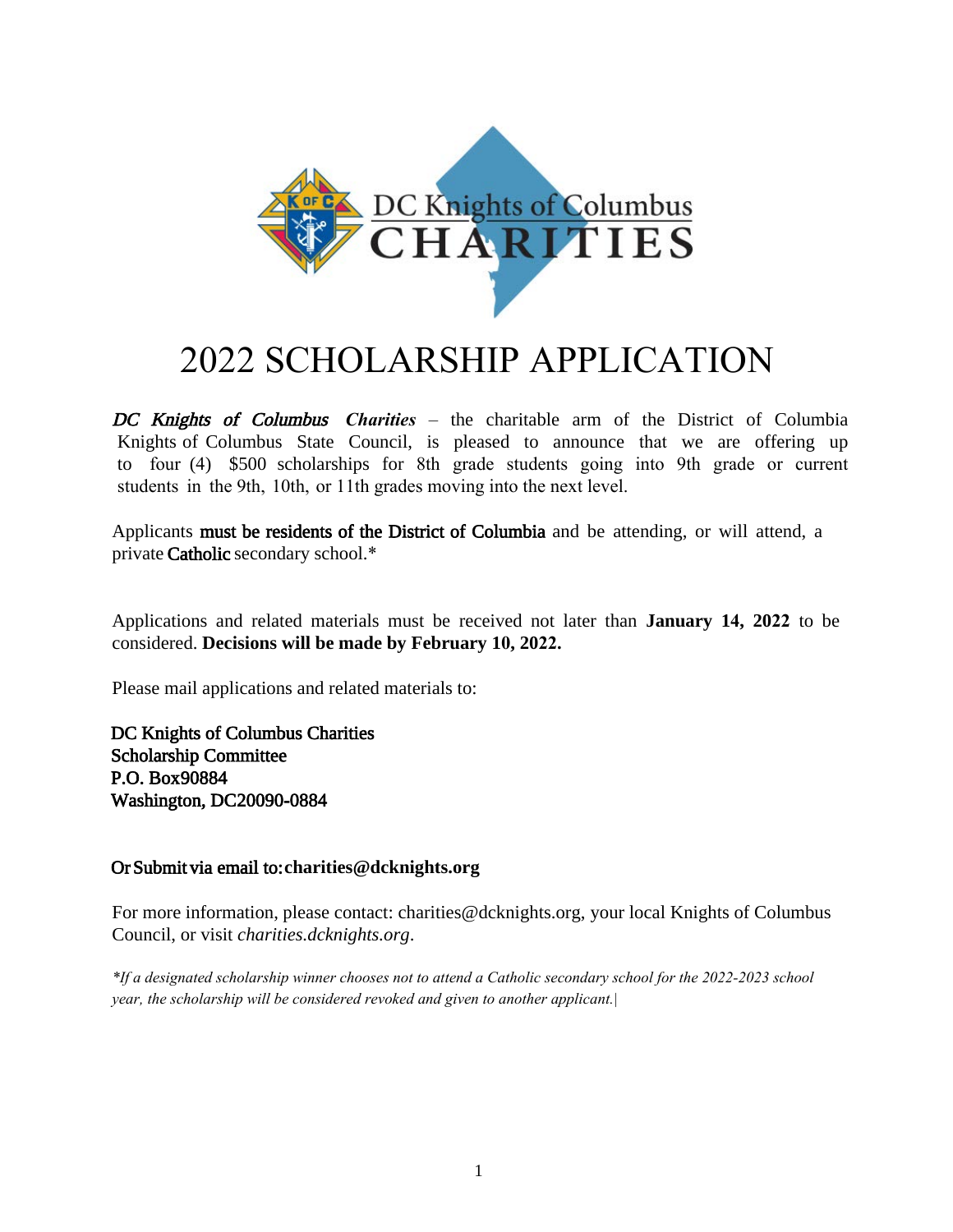DC Knights of Columbus
CHARITIES

# 2022 SCHOLARSHIP APPLICATION

***DC Knights of Columbus Charities*** – the charitable arm of the District of Columbia Knights of Columbus State Council, is pleased to announce that we are offering up to four (4) $500 scholarships for 8th grade students going into 9th grade or current students in the 9th, 10th, or 11th grades moving into the next level.

Applicants **must be residents of the District of Columbia** and be attending, or will attend, a private **Catholic** secondary school.*

Applications and related materials must be received not later than **January 14, 2022** to be considered. **Decisions will be made by February 10, 2022.**

Please mail applications and related materials to:

**DC Knights of Columbus Charities**
**Scholarship Committee**
**P.O. Box90884**
**Washington, DC20090-0884**

**Or Submit via email to: charities@dcknights.org**

For more information, please contact: charities@dcknights.org, your local Knights of Columbus Council, or visit *charities.dcknights.org*.

*\*If a designated scholarship winner chooses not to attend a Catholic secondary school for the 2022-2023 school year, the scholarship will be considered revoked and given to another applicant.|*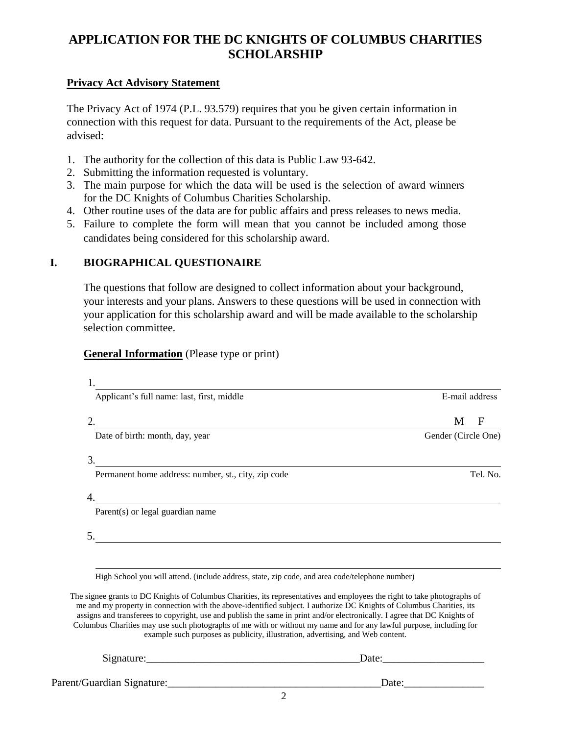# APPLICATION FOR THE DC KNIGHTS OF COLUMBUS CHARITIES SCHOLARSHIP

**Privacy Act Advisory Statement**

The Privacy Act of 1974 (P.L. 93.579) requires that you be given certain information in connection with this request for data. Pursuant to the requirements of the Act, please be advised:

1. The authority for the collection of this data is Public Law 93-642.
2. Submitting the information requested is voluntary.
3. The main purpose for which the data will be used is the selection of award winners for the DC Knights of Columbus Charities Scholarship.
4. Other routine uses of the data are for public affairs and press releases to news media.
5. Failure to complete the form will mean that you cannot be included among those candidates being considered for this scholarship award.

## I. BIOGRAPHICAL QUESTIONAIRE

The questions that follow are designed to collect information about your background, your interests and your plans. Answers to these questions will be used in connection with your application for this scholarship award and will be made available to the scholarship selection committee.

**General Information** (Please type or print)

1. ______________________________________________________________

   Applicant's full name: last, first, middle                                        E-mail address

2. ______________________________________________________________ M F

   Date of birth: month, day, year                                        Gender (Circle One)

3. ______________________________________________________________

   Permanent home address: number, st., city, zip code                                        Tel. No.

4. ______________________________________________________________

   Parent(s) or legal guardian name

5. ______________________________________________________________

   ______________________________________________________________

   High School you will attend. (include address, state, zip code, and area code/telephone number)

The signee grants to DC Knights of Columbus Charities, its representatives and employees the right to take photographs of me and my property in connection with the above-identified subject. I authorize DC Knights of Columbus Charities, its assigns and transferees to copyright, use and publish the same in print and/or electronically. I agree that DC Knights of Columbus Charities may use such photographs of me with or without my name and for any lawful purpose, including for example such purposes as publicity, illustration, advertising, and Web content.

Signature:_______________________________________Date:___________________

Parent/Guardian Signature:_______________________________________Date:_______________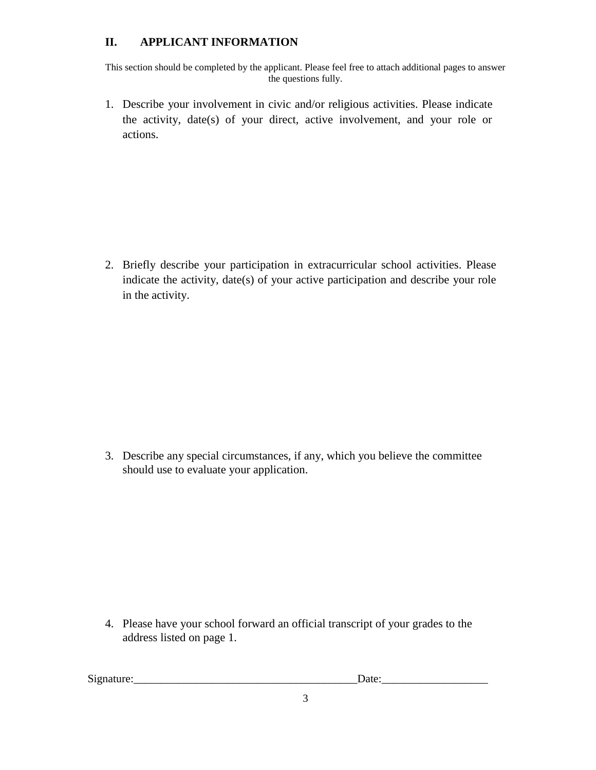## II. APPLICANT INFORMATION

This section should be completed by the applicant. Please feel free to attach additional pages to answer the questions fully.

1. Describe your involvement in civic and/or religious activities. Please indicate the activity, date(s) of your direct, active involvement, and your role or actions.

2. Briefly describe your participation in extracurricular school activities. Please indicate the activity, date(s) of your active participation and describe your role in the activity.

3. Describe any special circumstances, if any, which you believe the committee should use to evaluate your application.

4. Please have your school forward an official transcript of your grades to the address listed on page 1.

Signature:________________________________________Date:___________________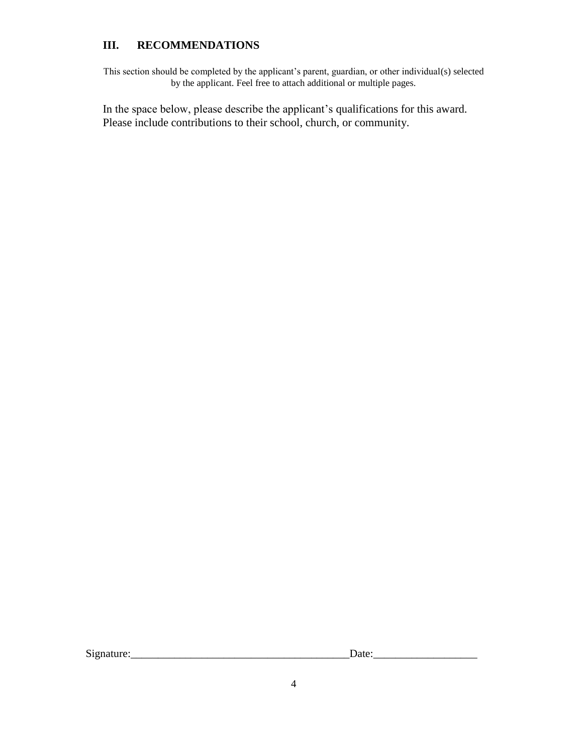## III. RECOMMENDATIONS

This section should be completed by the applicant's parent, guardian, or other individual(s) selected by the applicant. Feel free to attach additional or multiple pages.

In the space below, please describe the applicant's qualifications for this award. Please include contributions to their school, church, or community.

Signature:_______________________________________Date:__________________